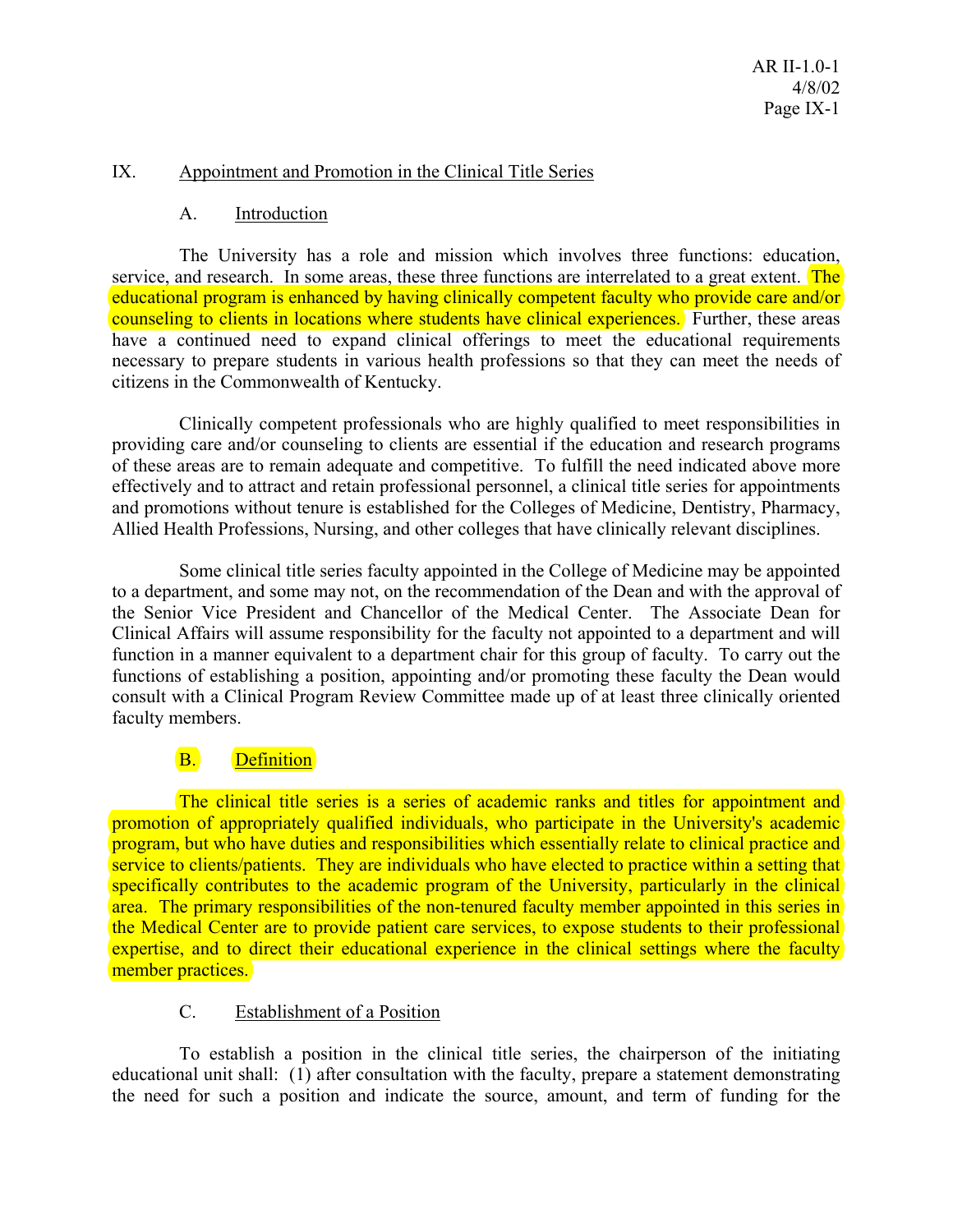## IX. Appointment and Promotion in the Clinical Title Series

### A. Introduction

The University has a role and mission which involves three functions: education, service, and research. In some areas, these three functions are interrelated to a great extent. The educational program is enhanced by having clinically competent faculty who provide care and/or counseling to clients in locations where students have clinical experiences. Further, these areas have a continued need to expand clinical offerings to meet the educational requirements necessary to prepare students in various health professions so that they can meet the needs of citizens in the Commonwealth of Kentucky.

Clinically competent professionals who are highly qualified to meet responsibilities in providing care and/or counseling to clients are essential if the education and research programs of these areas are to remain adequate and competitive. To fulfill the need indicated above more effectively and to attract and retain professional personnel, a clinical title series for appointments and promotions without tenure is established for the Colleges of Medicine, Dentistry, Pharmacy, Allied Health Professions, Nursing, and other colleges that have clinically relevant disciplines.

Some clinical title series faculty appointed in the College of Medicine may be appointed to a department, and some may not, on the recommendation of the Dean and with the approval of the Senior Vice President and Chancellor of the Medical Center. The Associate Dean for Clinical Affairs will assume responsibility for the faculty not appointed to a department and will function in a manner equivalent to a department chair for this group of faculty. To carry out the functions of establishing a position, appointing and/or promoting these faculty the Dean would consult with a Clinical Program Review Committee made up of at least three clinically oriented faculty members.

### B. Definition

The clinical title series is a series of academic ranks and titles for appointment and promotion of appropriately qualified individuals, who participate in the University's academic program, but who have duties and responsibilities which essentially relate to clinical practice and service to clients/patients. They are individuals who have elected to practice within a setting that specifically contributes to the academic program of the University, particularly in the clinical area. The primary responsibilities of the non-tenured faculty member appointed in this series in the Medical Center are to provide patient care services, to expose students to their professional expertise, and to direct their educational experience in the clinical settings where the faculty member practices.

### C. Establishment of a Position

To establish a position in the clinical title series, the chairperson of the initiating educational unit shall: (1) after consultation with the faculty, prepare a statement demonstrating the need for such a position and indicate the source, amount, and term of funding for the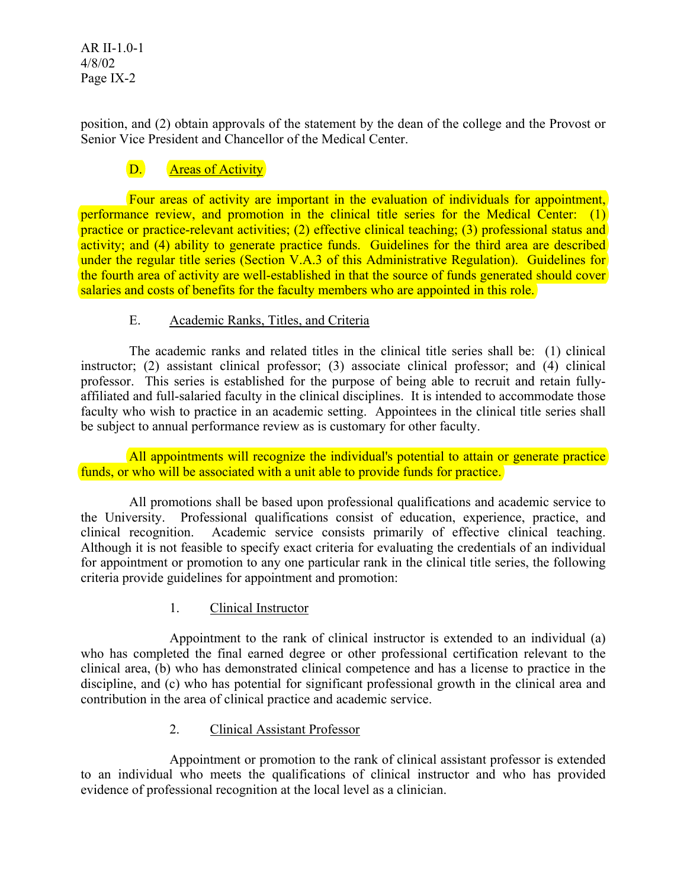position, and (2) obtain approvals of the statement by the dean of the college and the Provost or Senior Vice President and Chancellor of the Medical Center.

### D. Areas of Activity

Four areas of activity are important in the evaluation of individuals for appointment, performance review, and promotion in the clinical title series for the Medical Center: (1) practice or practice-relevant activities; (2) effective clinical teaching; (3) professional status and activity; and (4) ability to generate practice funds. Guidelines for the third area are described under the regular title series (Section V.A.3 of this Administrative Regulation). Guidelines for the fourth area of activity are well-established in that the source of funds generated should cover salaries and costs of benefits for the faculty members who are appointed in this role.

### E. Academic Ranks, Titles, and Criteria

The academic ranks and related titles in the clinical title series shall be: (1) clinical instructor; (2) assistant clinical professor; (3) associate clinical professor; and (4) clinical professor. This series is established for the purpose of being able to recruit and retain fully-affiliated and full-salaried faculty in the clinical disciplines. It is intended to accommodate those faculty who wish to practice in an academic setting. Appointees in the clinical title series shall be subject to annual performance review as is customary for other faculty.

All appointments will recognize the individual's potential to attain or generate practice funds, or who will be associated with a unit able to provide funds for practice.

All promotions shall be based upon professional qualifications and academic service to the University. Professional qualifications consist of education, experience, practice, and clinical recognition. Academic service consists primarily of effective clinical teaching. Although it is not feasible to specify exact criteria for evaluating the credentials of an individual for appointment or promotion to any one particular rank in the clinical title series, the following criteria provide guidelines for appointment and promotion:

#### 1. Clinical Instructor

Appointment to the rank of clinical instructor is extended to an individual (a) who has completed the final earned degree or other professional certification relevant to the clinical area, (b) who has demonstrated clinical competence and has a license to practice in the discipline, and (c) who has potential for significant professional growth in the clinical area and contribution in the area of clinical practice and academic service.

#### 2. Clinical Assistant Professor

Appointment or promotion to the rank of clinical assistant professor is extended to an individual who meets the qualifications of clinical instructor and who has provided evidence of professional recognition at the local level as a clinician.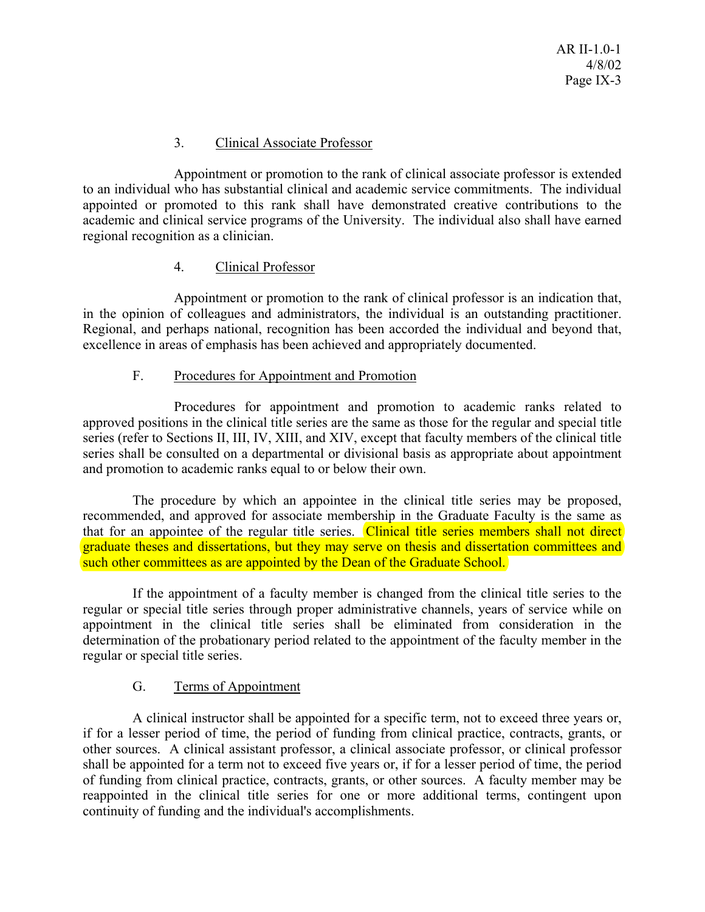### 3. Clinical Associate Professor

Appointment or promotion to the rank of clinical associate professor is extended to an individual who has substantial clinical and academic service commitments. The individual appointed or promoted to this rank shall have demonstrated creative contributions to the academic and clinical service programs of the University. The individual also shall have earned regional recognition as a clinician.

### 4. Clinical Professor

Appointment or promotion to the rank of clinical professor is an indication that, in the opinion of colleagues and administrators, the individual is an outstanding practitioner. Regional, and perhaps national, recognition has been accorded the individual and beyond that, excellence in areas of emphasis has been achieved and appropriately documented.

## F. Procedures for Appointment and Promotion

Procedures for appointment and promotion to academic ranks related to approved positions in the clinical title series are the same as those for the regular and special title series (refer to Sections II, III, IV, XIII, and XIV, except that faculty members of the clinical title series shall be consulted on a departmental or divisional basis as appropriate about appointment and promotion to academic ranks equal to or below their own.

The procedure by which an appointee in the clinical title series may be proposed, recommended, and approved for associate membership in the Graduate Faculty is the same as that for an appointee of the regular title series. Clinical title series members shall not direct graduate theses and dissertations, but they may serve on thesis and dissertation committees and such other committees as are appointed by the Dean of the Graduate School.

If the appointment of a faculty member is changed from the clinical title series to the regular or special title series through proper administrative channels, years of service while on appointment in the clinical title series shall be eliminated from consideration in the determination of the probationary period related to the appointment of the faculty member in the regular or special title series.

## G. Terms of Appointment

A clinical instructor shall be appointed for a specific term, not to exceed three years or, if for a lesser period of time, the period of funding from clinical practice, contracts, grants, or other sources. A clinical assistant professor, a clinical associate professor, or clinical professor shall be appointed for a term not to exceed five years or, if for a lesser period of time, the period of funding from clinical practice, contracts, grants, or other sources. A faculty member may be reappointed in the clinical title series for one or more additional terms, contingent upon continuity of funding and the individual's accomplishments.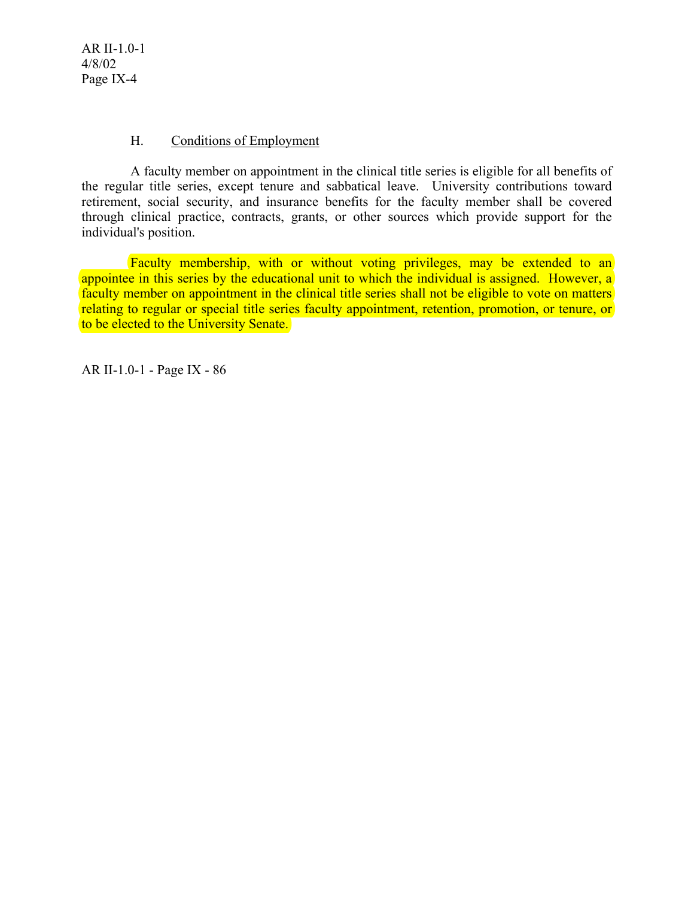### H. Conditions of Employment

A faculty member on appointment in the clinical title series is eligible for all benefits of the regular title series, except tenure and sabbatical leave. University contributions toward retirement, social security, and insurance benefits for the faculty member shall be covered through clinical practice, contracts, grants, or other sources which provide support for the individual's position.

Faculty membership, with or without voting privileges, may be extended to an appointee in this series by the educational unit to which the individual is assigned. However, a faculty member on appointment in the clinical title series shall not be eligible to vote on matters relating to regular or special title series faculty appointment, retention, promotion, or tenure, or to be elected to the University Senate.